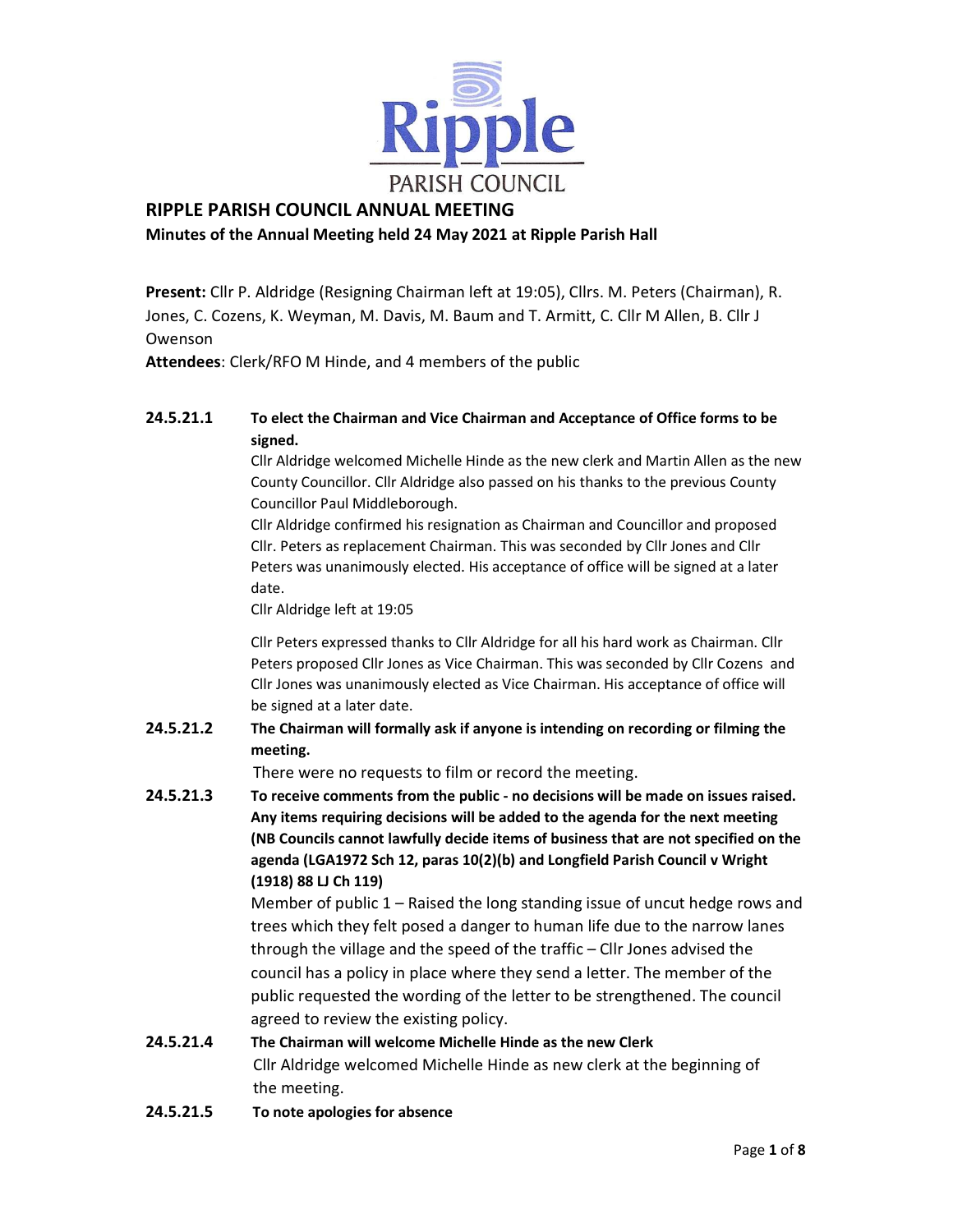# RIPPLE PARISH COUNCIL ANNUAL MEETING

**Minutes of the Annual Meeting held 24 May 2021 at Ripple Parish Hall**

**Present:** Cllr P. Aldridge (Resigning Chairman left at 19:05), Cllrs. M. Peters (Chairman), R. Jones, C. Cozens, K. Weyman, M. Davis, M. Baum and T. Armitt, C. Cllr M Allen, B. Cllr J Owenson

**Attendees**: Clerk/RFO M Hinde, and 4 members of the public

**24.5.21.1 To elect the Chairman and Vice Chairman and Acceptance of Office forms to be signed.**

Cllr Aldridge welcomed Michelle Hinde as the new clerk and Martin Allen as the new County Councillor. Cllr Aldridge also passed on his thanks to the previous County Councillor Paul Middleborough.

Cllr Aldridge confirmed his resignation as Chairman and Councillor and proposed Cllr. Peters as replacement Chairman. This was seconded by Cllr Jones and Cllr Peters was unanimously elected. His acceptance of office will be signed at a later date.

Cllr Aldridge left at 19:05

Cllr Peters expressed thanks to Cllr Aldridge for all his hard work as Chairman. Cllr Peters proposed Cllr Jones as Vice Chairman. This was seconded by Cllr Cozens and Cllr Jones was unanimously elected as Vice Chairman. His acceptance of office will be signed at a later date.

**24.5.21.2 The Chairman will formally ask if anyone is intending on recording or filming the meeting.**

There were no requests to film or record the meeting.

**24.5.21.3 To receive comments from the public - no decisions will be made on issues raised. Any items requiring decisions will be added to the agenda for the next meeting (NB Councils cannot lawfully decide items of business that are not specified on the agenda (LGA1972 Sch 12, paras 10(2)(b) and Longfield Parish Council v Wright (1918) 88 LJ Ch 119)**

Member of public 1 – Raised the long standing issue of uncut hedge rows and trees which they felt posed a danger to human life due to the narrow lanes through the village and the speed of the traffic – Cllr Jones advised the council has a policy in place where they send a letter. The member of the public requested the wording of the letter to be strengthened. The council agreed to review the existing policy.

**24.5.21.4 The Chairman will welcome Michelle Hinde as the new Clerk**

Cllr Aldridge welcomed Michelle Hinde as new clerk at the beginning of the meeting.

**24.5.21.5 To note apologies for absence**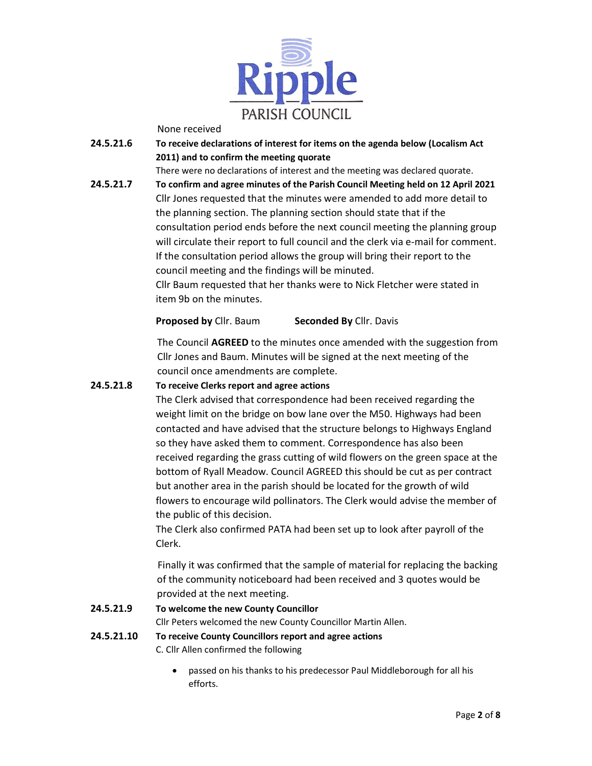None received

**24.5.21.6 To receive declarations of interest for items on the agenda below (Localism Act 2011) and to confirm the meeting quorate**

There were no declarations of interest and the meeting was declared quorate.

**24.5.21.7 To confirm and agree minutes of the Parish Council Meeting held on 12 April 2021**

Cllr Jones requested that the minutes were amended to add more detail to the planning section. The planning section should state that if the consultation period ends before the next council meeting the planning group will circulate their report to full council and the clerk via e-mail for comment. If the consultation period allows the group will bring their report to the council meeting and the findings will be minuted.

Cllr Baum requested that her thanks were to Nick Fletcher were stated in item 9b on the minutes.

**Proposed by** Cllr. Baum **Seconded By** Cllr. Davis

The Council **AGREED** to the minutes once amended with the suggestion from Cllr Jones and Baum. Minutes will be signed at the next meeting of the council once amendments are complete.

**24.5.21.8 To receive Clerks report and agree actions**

The Clerk advised that correspondence had been received regarding the weight limit on the bridge on bow lane over the M50. Highways had been contacted and have advised that the structure belongs to Highways England so they have asked them to comment. Correspondence has also been received regarding the grass cutting of wild flowers on the green space at the bottom of Ryall Meadow. Council AGREED this should be cut as per contract but another area in the parish should be located for the growth of wild flowers to encourage wild pollinators. The Clerk would advise the member of the public of this decision.

The Clerk also confirmed PATA had been set up to look after payroll of the Clerk.

Finally it was confirmed that the sample of material for replacing the backing of the community noticeboard had been received and 3 quotes would be provided at the next meeting.

**24.5.21.9 To welcome the new County Councillor**

Cllr Peters welcomed the new County Councillor Martin Allen.

**24.5.21.10 To receive County Councillors report and agree actions**

C. Cllr Allen confirmed the following

- passed on his thanks to his predecessor Paul Middleborough for all his efforts.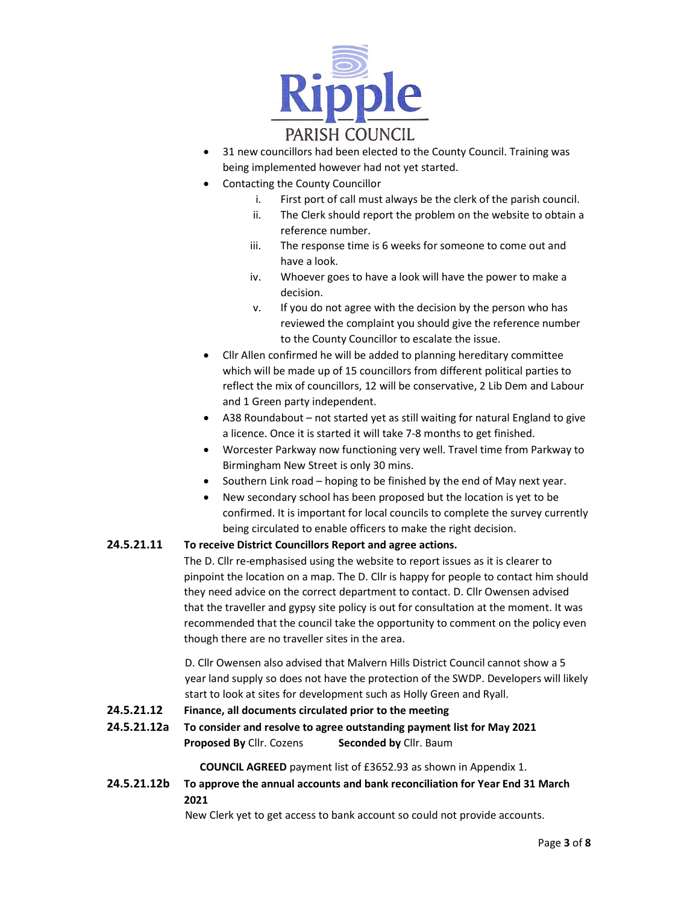- 31 new councillors had been elected to the County Council. Training was being implemented however had not yet started.
- Contacting the County Councillor
    1. First port of call must always be the clerk of the parish council.
    2. The Clerk should report the problem on the website to obtain a reference number.
    3. The response time is 6 weeks for someone to come out and have a look.
    4. Whoever goes to have a look will have the power to make a decision.
    5. If you do not agree with the decision by the person who has reviewed the complaint you should give the reference number to the County Councillor to escalate the issue.
- Cllr Allen confirmed he will be added to planning hereditary committee which will be made up of 15 councillors from different political parties to reflect the mix of councillors, 12 will be conservative, 2 Lib Dem and Labour and 1 Green party independent.
- A38 Roundabout – not started yet as still waiting for natural England to give a licence. Once it is started it will take 7-8 months to get finished.
- Worcester Parkway now functioning very well. Travel time from Parkway to Birmingham New Street is only 30 mins.
- Southern Link road – hoping to be finished by the end of May next year.
- New secondary school has been proposed but the location is yet to be confirmed. It is important for local councils to complete the survey currently being circulated to enable officers to make the right decision.

**24.5.21.11 To receive District Councillors Report and agree actions.**

The D. Cllr re-emphasised using the website to report issues as it is clearer to pinpoint the location on a map. The D. Cllr is happy for people to contact him should they need advice on the correct department to contact. D. Cllr Owensen advised that the traveller and gypsy site policy is out for consultation at the moment. It was recommended that the council take the opportunity to comment on the policy even though there are no traveller sites in the area.

D. Cllr Owensen also advised that Malvern Hills District Council cannot show a 5 year land supply so does not have the protection of the SWDP. Developers will likely start to look at sites for development such as Holly Green and Ryall.

**24.5.21.12 Finance, all documents circulated prior to the meeting**

**24.5.21.12a To consider and resolve to agree outstanding payment list for May 2021**

**Proposed By** Cllr. Cozens **Seconded by** Cllr. Baum

**COUNCIL AGREED** payment list of £3652.93 as shown in Appendix 1.

**24.5.21.12b To approve the annual accounts and bank reconciliation for Year End 31 March 2021**

New Clerk yet to get access to bank account so could not provide accounts.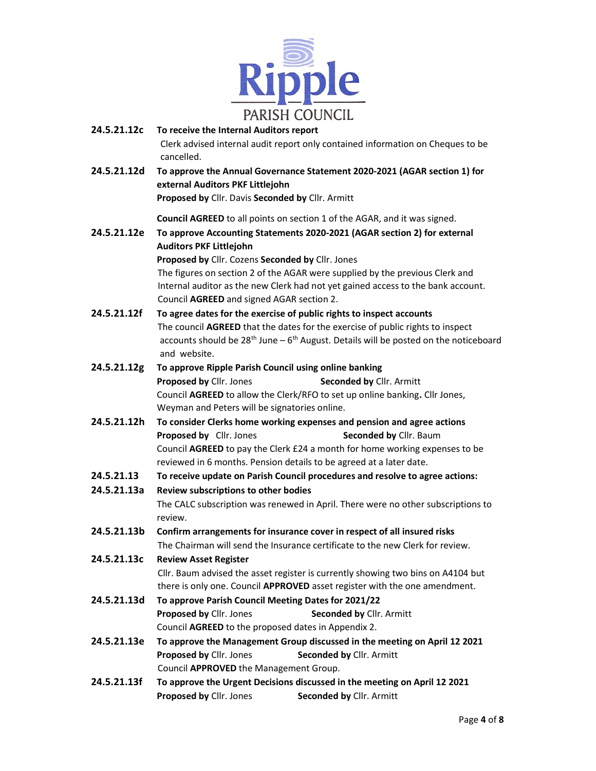**24.5.21.12c To receive the Internal Auditors report**

Clerk advised internal audit report only contained information on Cheques to be cancelled.

**24.5.21.12d To approve the Annual Governance Statement 2020-2021 (AGAR section 1) for external Auditors PKF Littlejohn**

**Proposed by** Cllr. Davis **Seconded by** Cllr. Armitt

**Council AGREED** to all points on section 1 of the AGAR, and it was signed.

**24.5.21.12e To approve Accounting Statements 2020-2021 (AGAR section 2) for external Auditors PKF Littlejohn**

**Proposed by** Cllr. Cozens **Seconded by** Cllr. Jones

The figures on section 2 of the AGAR were supplied by the previous Clerk and Internal auditor as the new Clerk had not yet gained access to the bank account. Council **AGREED** and signed AGAR section 2.

**24.5.21.12f To agree dates for the exercise of public rights to inspect accounts**

The council **AGREED** that the dates for the exercise of public rights to inspect accounts should be 28th June – 6th August. Details will be posted on the noticeboard and website.

**24.5.21.12g To approve Ripple Parish Council using online banking**

**Proposed by** Cllr. Jones **Seconded by** Cllr. Armitt

Council **AGREED** to allow the Clerk/RFO to set up online banking**.** Cllr Jones, Weyman and Peters will be signatories online.

**24.5.21.12h To consider Clerks home working expenses and pension and agree actions**

**Proposed by** Cllr. Jones **Seconded by** Cllr. Baum

Council **AGREED** to pay the Clerk £24 a month for home working expenses to be reviewed in 6 months. Pension details to be agreed at a later date.

**24.5.21.13 To receive update on Parish Council procedures and resolve to agree actions:**

**24.5.21.13a Review subscriptions to other bodies**

The CALC subscription was renewed in April. There were no other subscriptions to review.

**24.5.21.13b Confirm arrangements for insurance cover in respect of all insured risks**

The Chairman will send the Insurance certificate to the new Clerk for review.

**24.5.21.13c Review Asset Register**

Cllr. Baum advised the asset register is currently showing two bins on A4104 but there is only one. Council **APPROVED** asset register with the one amendment.

**24.5.21.13d To approve Parish Council Meeting Dates for 2021/22**

**Proposed by** Cllr. Jones **Seconded by** Cllr. Armitt

Council **AGREED** to the proposed dates in Appendix 2.

**24.5.21.13e To approve the Management Group discussed in the meeting on April 12 2021**

**Proposed by** Cllr. Jones **Seconded by** Cllr. Armitt

Council **APPROVED** the Management Group.

**24.5.21.13f To approve the Urgent Decisions discussed in the meeting on April 12 2021**

**Proposed by** Cllr. Jones **Seconded by** Cllr. Armitt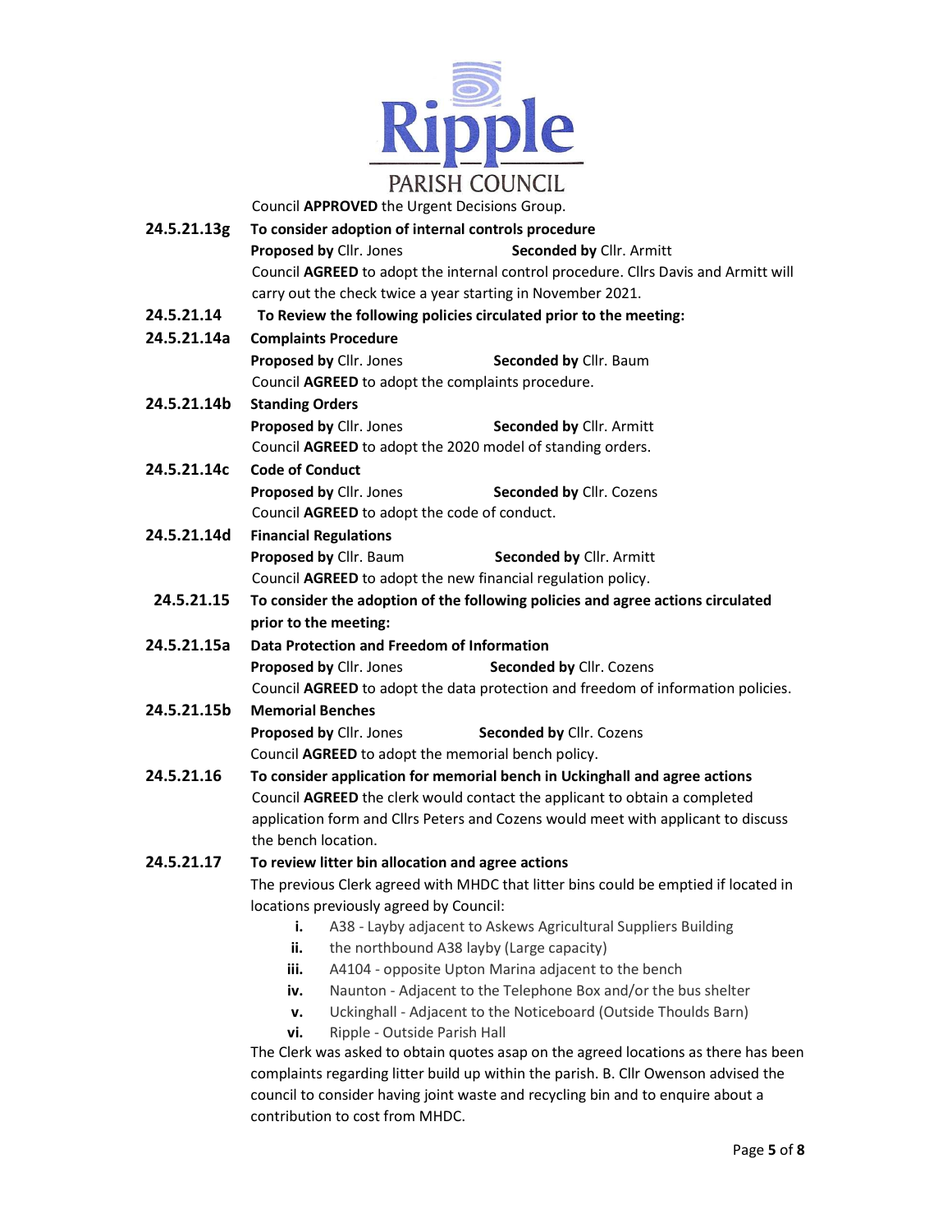Council **APPROVED** the Urgent Decisions Group.

**24.5.21.13g To consider adoption of internal controls procedure**

**Proposed by** Cllr. Jones **Seconded by** Cllr. Armitt

Council **AGREED** to adopt the internal control procedure. Cllrs Davis and Armitt will carry out the check twice a year starting in November 2021.

**24.5.21.14 To Review the following policies circulated prior to the meeting:**

**24.5.21.14a Complaints Procedure**

**Proposed by** Cllr. Jones **Seconded by** Cllr. Baum

Council **AGREED** to adopt the complaints procedure.

**24.5.21.14b Standing Orders**

**Proposed by** Cllr. Jones **Seconded by** Cllr. Armitt

Council **AGREED** to adopt the 2020 model of standing orders.

**24.5.21.14c Code of Conduct**

**Proposed by** Cllr. Jones **Seconded by** Cllr. Cozens

Council **AGREED** to adopt the code of conduct.

**24.5.21.14d Financial Regulations**

**Proposed by** Cllr. Baum **Seconded by** Cllr. Armitt

Council **AGREED** to adopt the new financial regulation policy.

**24.5.21.15 To consider the adoption of the following policies and agree actions circulated prior to the meeting:**

**24.5.21.15a Data Protection and Freedom of Information**

**Proposed by** Cllr. Jones **Seconded by** Cllr. Cozens

Council **AGREED** to adopt the data protection and freedom of information policies.

**24.5.21.15b Memorial Benches**

**Proposed by** Cllr. Jones **Seconded by** Cllr. Cozens

Council **AGREED** to adopt the memorial bench policy.

**24.5.21.16 To consider application for memorial bench in Uckinghall and agree actions**

Council **AGREED** the clerk would contact the applicant to obtain a completed application form and Cllrs Peters and Cozens would meet with applicant to discuss the bench location.

**24.5.21.17 To review litter bin allocation and agree actions**

The previous Clerk agreed with MHDC that litter bins could be emptied if located in locations previously agreed by Council:

- i. A38 - Layby adjacent to Askews Agricultural Suppliers Building
- ii. the northbound A38 layby (Large capacity)
- iii. A4104 - opposite Upton Marina adjacent to the bench
- iv. Naunton - Adjacent to the Telephone Box and/or the bus shelter
- v. Uckinghall - Adjacent to the Noticeboard (Outside Thoulds Barn)
- vi. Ripple - Outside Parish Hall

The Clerk was asked to obtain quotes asap on the agreed locations as there has been complaints regarding litter build up within the parish. B. Cllr Owenson advised the council to consider having joint waste and recycling bin and to enquire about a contribution to cost from MHDC.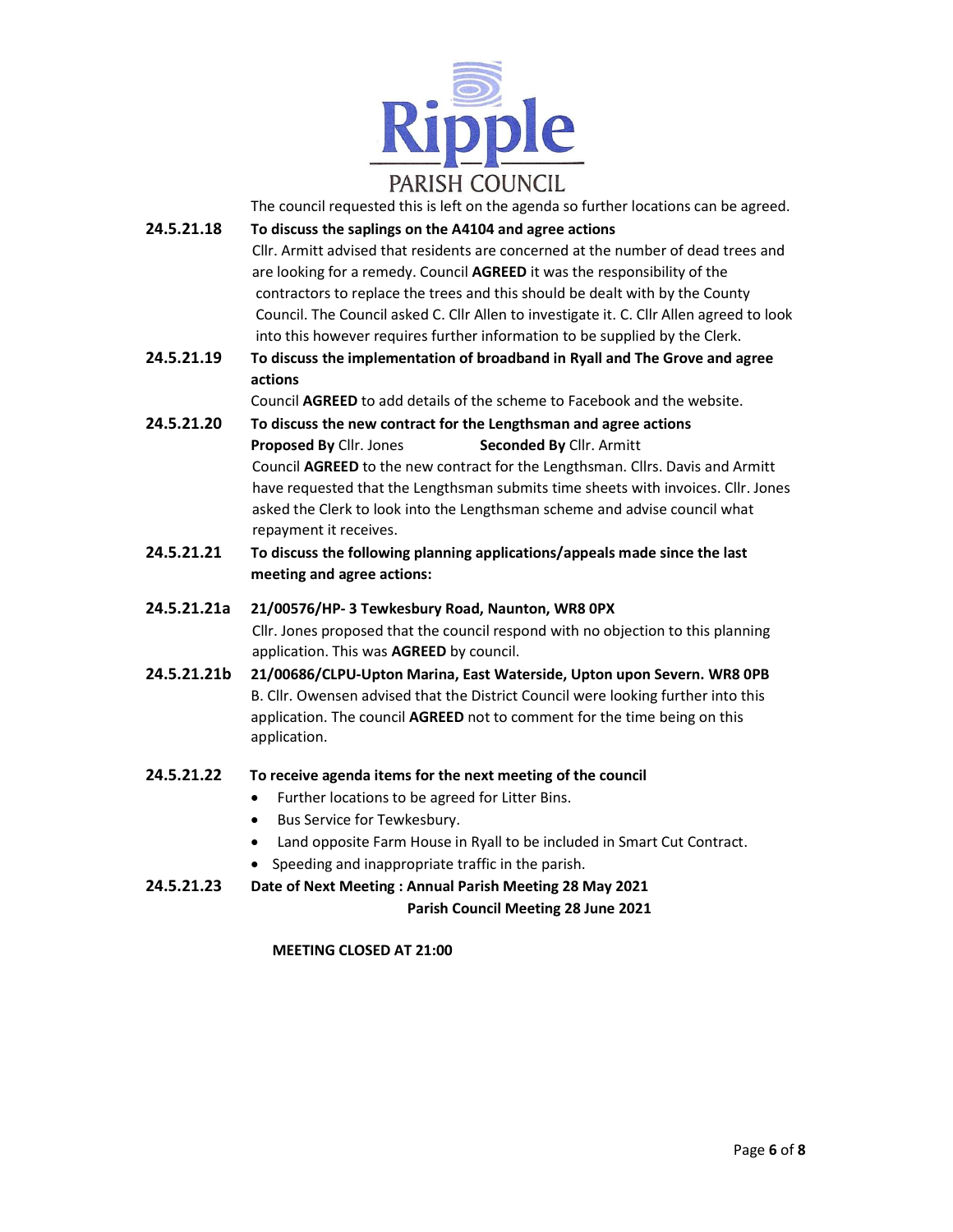The council requested this is left on the agenda so further locations can be agreed.

**24.5.21.18 To discuss the saplings on the A4104 and agree actions**

Cllr. Armitt advised that residents are concerned at the number of dead trees and are looking for a remedy. Council **AGREED** it was the responsibility of the contractors to replace the trees and this should be dealt with by the County Council. The Council asked C. Cllr Allen to investigate it. C. Cllr Allen agreed to look into this however requires further information to be supplied by the Clerk.

**24.5.21.19 To discuss the implementation of broadband in Ryall and The Grove and agree actions**

Council **AGREED** to add details of the scheme to Facebook and the website.

**24.5.21.20 To discuss the new contract for the Lengthsman and agree actions**

**Proposed By** Cllr. Jones **Seconded By** Cllr. Armitt

Council **AGREED** to the new contract for the Lengthsman. Cllrs. Davis and Armitt have requested that the Lengthsman submits time sheets with invoices. Cllr. Jones asked the Clerk to look into the Lengthsman scheme and advise council what repayment it receives.

**24.5.21.21 To discuss the following planning applications/appeals made since the last meeting and agree actions:**

**24.5.21.21a 21/00576/HP- 3 Tewkesbury Road, Naunton, WR8 0PX**

Cllr. Jones proposed that the council respond with no objection to this planning application. This was **AGREED** by council.

**24.5.21.21b 21/00686/CLPU-Upton Marina, East Waterside, Upton upon Severn. WR8 0PB**

B. Cllr. Owensen advised that the District Council were looking further into this application. The council **AGREED** not to comment for the time being on this application.

**24.5.21.22 To receive agenda items for the next meeting of the council**

- Further locations to be agreed for Litter Bins.
- Bus Service for Tewkesbury.
- Land opposite Farm House in Ryall to be included in Smart Cut Contract.
- Speeding and inappropriate traffic in the parish.

**24.5.21.23 Date of Next Meeting : Annual Parish Meeting 28 May 2021**
**Parish Council Meeting 28 June 2021**

**MEETING CLOSED AT 21:00**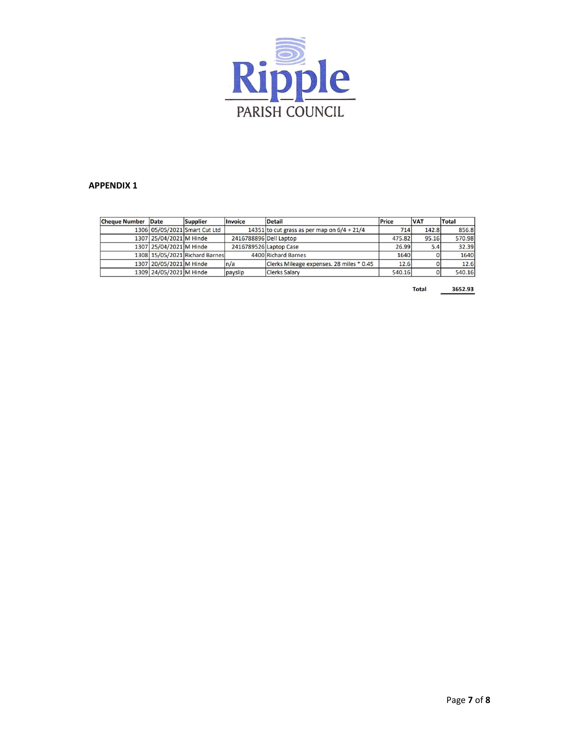Ripple PARISH COUNCIL

## APPENDIX 1

| Cheque Number | Date | Supplier | Invoice | Detail | Price | VAT | Total |
|---|---|---|---|---|---|---|---|
| 1306 | 05/05/2021 | Smart Cut Ltd | 14351 | to cut grass as per map on 6/4 + 21/4 | 714 | 142.8 | 856.8 |
| 1307 | 25/04/2021 | M Hinde | 2416788896 | Dell Laptop | 475.82 | 95.16 | 570.98 |
| 1307 | 25/04/2021 | M Hinde | 2416789526 | Laptop Case | 26.99 | 5.4 | 32.39 |
| 1308 | 15/05/2021 | Richard Barnes | 4400 | Richard Barnes | 1640 | 0 | 1640 |
| 1307 | 20/05/2021 | M Hinde | n/a | Clerks Mileage expenses. 28 miles * 0.45 | 12.6 | 0 | 12.6 |
| 1309 | 24/05/2021 | M Hinde | payslip | Clerks Salary | 540.16 | 0 | 540.16 |

**Total** **3652.93**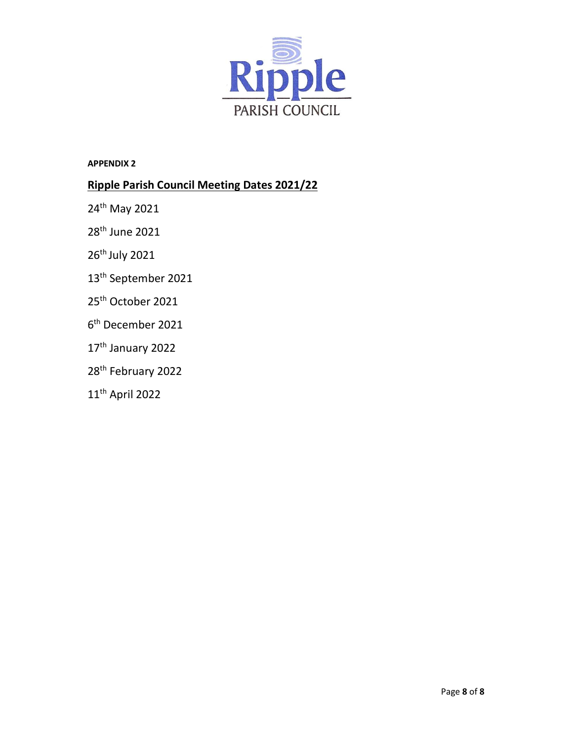Ripple

PARISH COUNCIL

**APPENDIX 2**

## Ripple Parish Council Meeting Dates 2021/22

24th May 2021

28th June 2021

26th July 2021

13th September 2021

25th October 2021

6th December 2021

17th January 2022

28th February 2022

11th April 2022